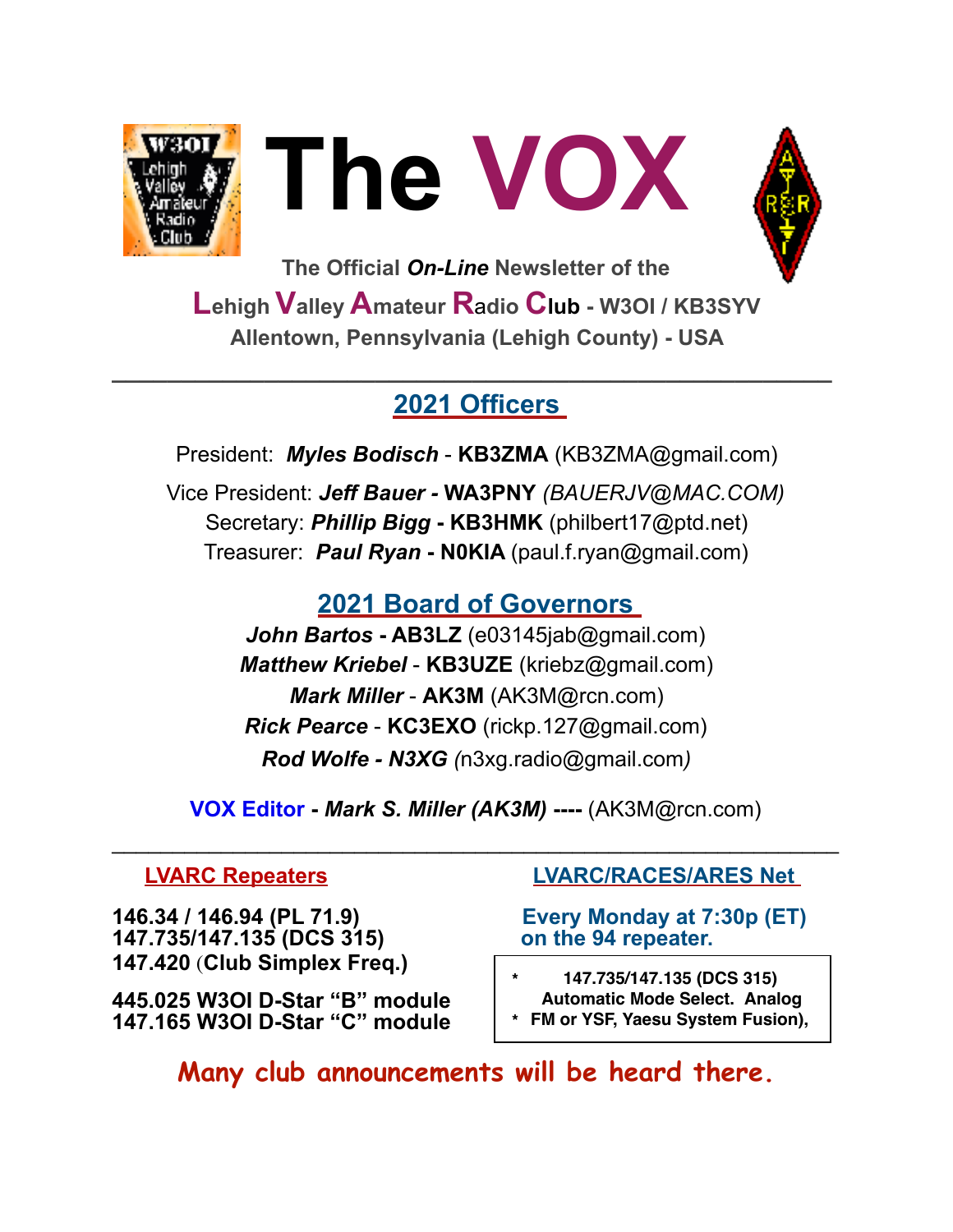# The VOX

The Official ***On-Line*** Newsletter of the

**Lehigh Valley Amateur Radio Club - W3OI / KB3SYV**

**Allentown, Pennsylvania (Lehigh County) - USA**

---

## 2021 Officers

President: ***Myles Bodisch*** - **KB3ZMA** (KB3ZMA@gmail.com)

Vice President: ***Jeff Bauer*** **- WA3PNY** *(BAUERJV@MAC.COM)*

Secretary: ***Phillip Bigg*** **- KB3HMK** (philbert17@ptd.net)

Treasurer: ***Paul Ryan*** **- N0KIA** (paul.f.ryan@gmail.com)

## 2021 Board of Governors

***John Bartos*** **- AB3LZ** (e03145jab@gmail.com)

***Matthew Kriebel*** - **KB3UZE** (kriebz@gmail.com)

***Mark Miller*** - **AK3M** (AK3M@rcn.com)

***Rick Pearce*** - **KC3EXO** (rickp.127@gmail.com)

***Rod Wolfe - N3XG*** *(*n3xg.radio@gmail.com*)*

**VOX Editor** - ***Mark S. Miller (AK3M)*** **----** (AK3M@rcn.com)

---

### LVARC Repeaters

**146.34 / 146.94 (PL 71.9)**
**147.735/147.135 (DCS 315)**
**147.420 (Club Simplex Freq.)**

**445.025 W3OI D-Star "B" module**
**147.165 W3OI D-Star "C" module**

### LVARC/RACES/ARES Net

**Every Monday at 7:30p (ET) on the 94 repeater.**

- **147.735/147.135 (DCS 315) Automatic Mode Select. Analog**
- **FM or YSF, Yaesu System Fusion),**

**Many club announcements will be heard there.**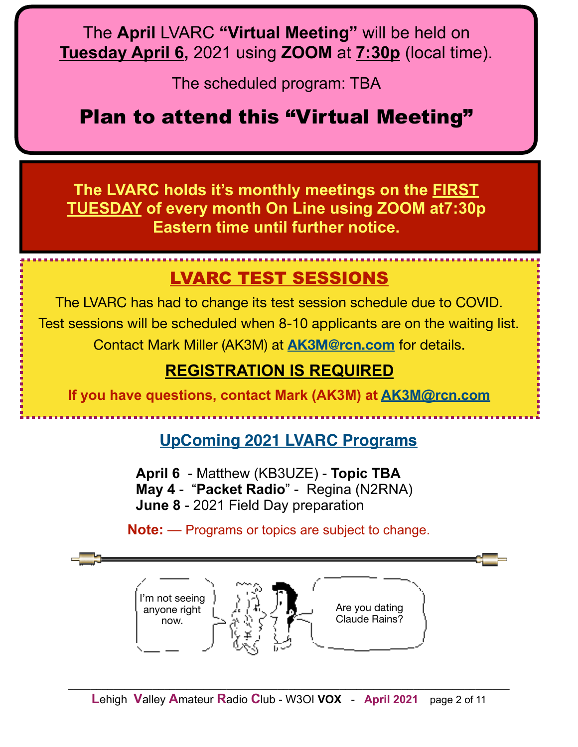The **April** LVARC **"Virtual Meeting"** will be held on **Tuesday April 6,** 2021 using **ZOOM** at **7:30p** (local time).

The scheduled program: TBA

## Plan to attend this "Virtual Meeting"

**The LVARC holds it's monthly meetings on the FIRST TUESDAY of every month On Line using ZOOM at7:30p Eastern time until further notice.**

## LVARC TEST SESSIONS

The LVARC has had to change its test session schedule due to COVID.
Test sessions will be scheduled when 8-10 applicants are on the waiting list.
Contact Mark Miller (AK3M) at **AK3M@rcn.com** for details.

**REGISTRATION IS REQUIRED**

**If you have questions, contact Mark (AK3M) at AK3M@rcn.com**

## UpComing 2021 LVARC Programs

**April 6** - Matthew (KB3UZE) - **Topic TBA**
**May 4** - "**Packet Radio**" - Regina (N2RNA)
**June 8** - 2021 Field Day preparation

**Note:** — Programs or topics are subject to change.

I'm not seeing anyone right now.

Are you dating Claude Rains?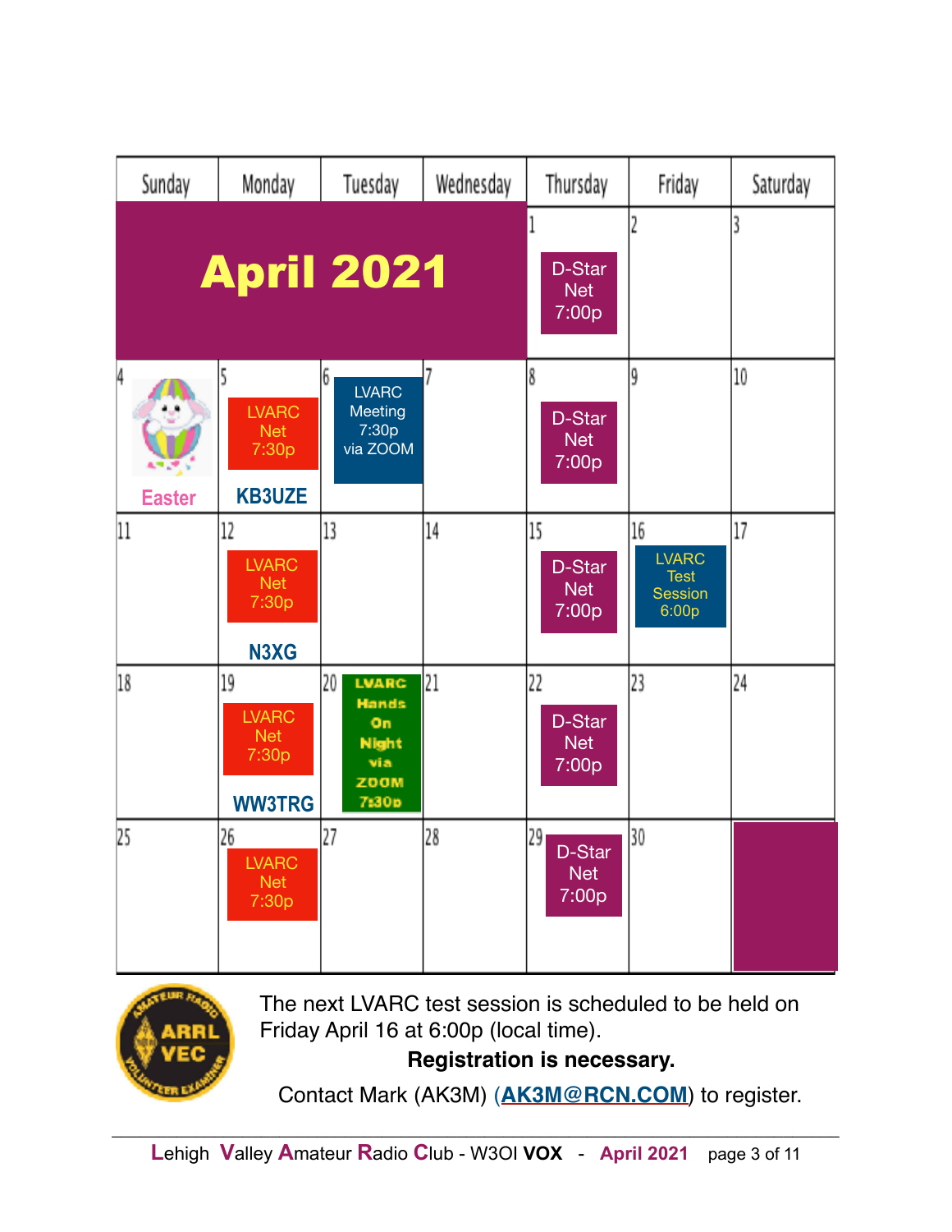# April 2021

| Sunday | Monday | Tuesday | Wednesday | Thursday | Friday | Saturday |
|---|---|---|---|---|---|---|
| | | | | 1 D-Star Net 7:00p | 2 | 3 |
| 4 Easter | 5 LVARC Net 7:30p KB3UZE | 6 LVARC Meeting 7:30p via ZOOM | 7 | 8 D-Star Net 7:00p | 9 | 10 |
| 11 | 12 LVARC Net 7:30p N3XG | 13 | 14 | 15 D-Star Net 7:00p | 16 LVARC Test Session 6:00p | 17 |
| 18 | 19 LVARC Net 7:30p WW3TRG | 20 LVARC Hands On Night via ZOOM 7:30p | 21 | 22 D-Star Net 7:00p | 23 | 24 |
| 25 | 26 LVARC Net 7:30p | 27 | 28 | 29 D-Star Net 7:00p | 30 | |

The next LVARC test session is scheduled to be held on Friday April 16 at 6:00p (local time).

**Registration is necessary.**

Contact Mark (AK3M) (AK3M@RCN.COM) to register.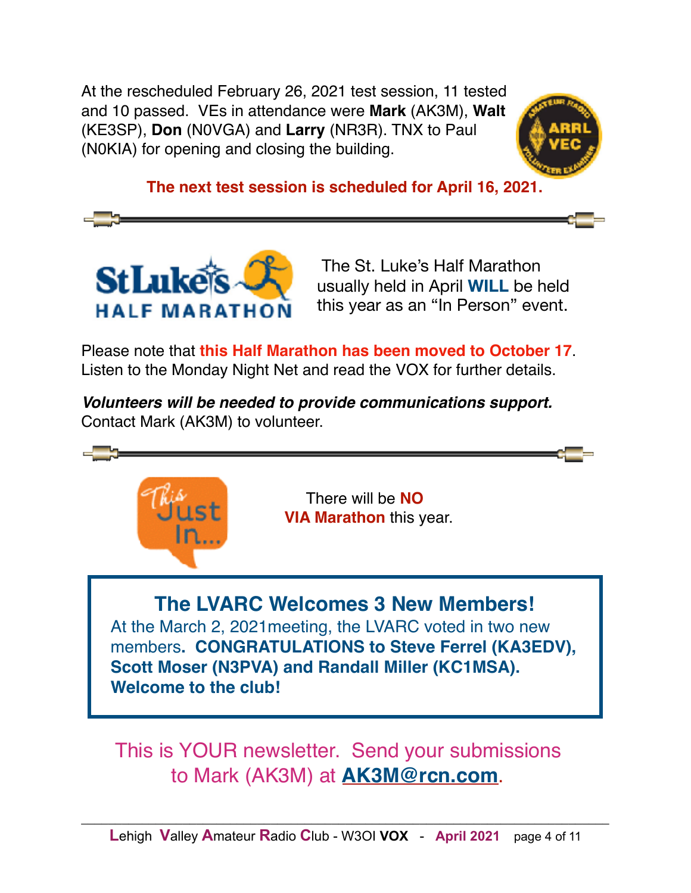At the rescheduled February 26, 2021 test session, 11 tested and 10 passed. VEs in attendance were **Mark** (AK3M), **Walt** (KE3SP), **Don** (N0VGA) and **Larry** (NR3R). TNX to Paul (N0KIA) for opening and closing the building.

**The next test session is scheduled for April 16, 2021.**

---

The St. Luke's Half Marathon usually held in April **WILL** be held this year as an "In Person" event.

Please note that **this Half Marathon has been moved to October 17**. Listen to the Monday Night Net and read the VOX for further details.

***Volunteers will be needed to provide communications support.*** Contact Mark (AK3M) to volunteer.

---

There will be **NO** **VIA Marathon** this year.

## The LVARC Welcomes 3 New Members!

At the March 2, 2021meeting, the LVARC voted in two new members**. CONGRATULATIONS to Steve Ferrel (KA3EDV), Scott Moser (N3PVA) and Randall Miller (KC1MSA). Welcome to the club!**

This is YOUR newsletter. Send your submissions to Mark (AK3M) at **AK3M@rcn.com**.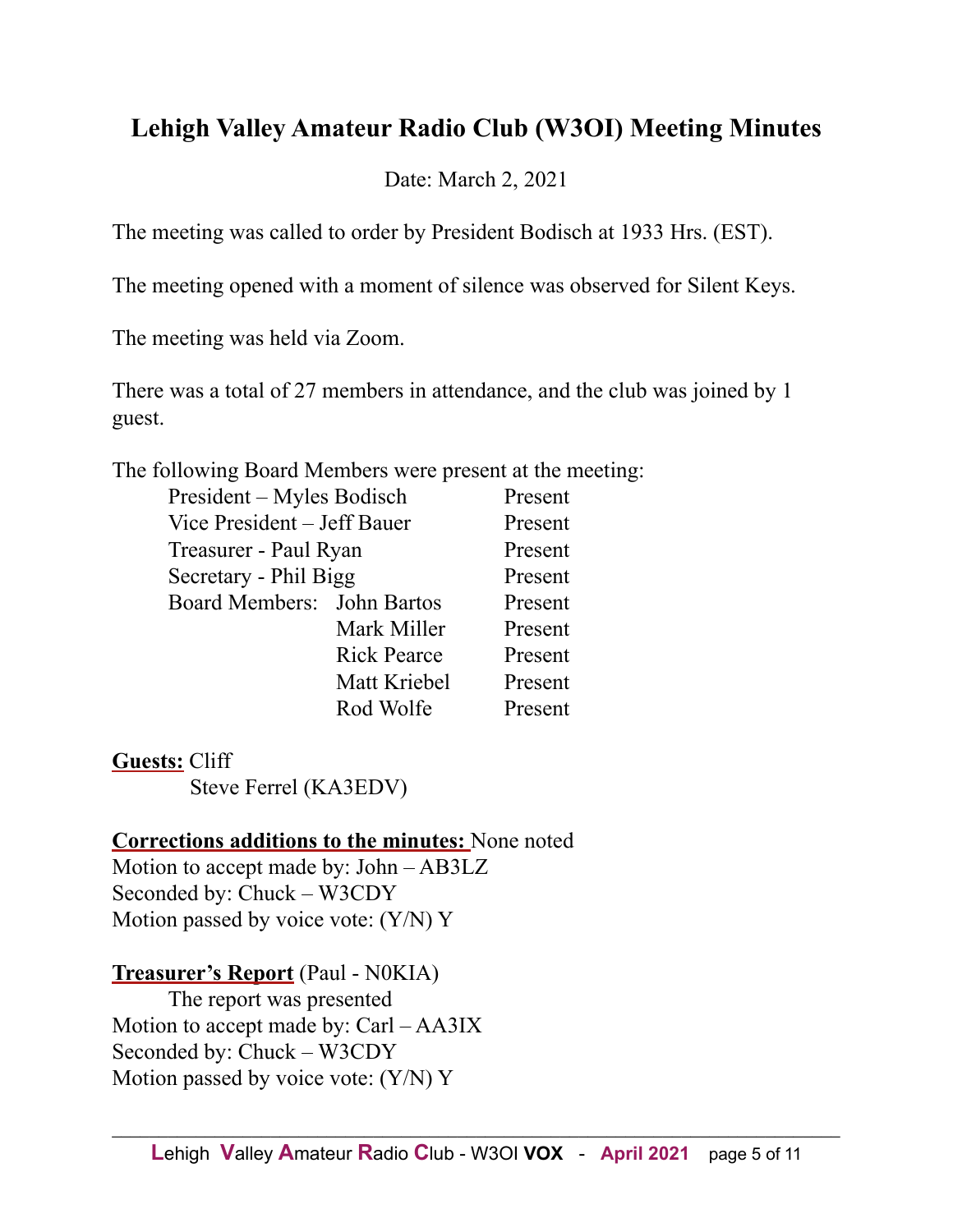# Lehigh Valley Amateur Radio Club (W3OI) Meeting Minutes

Date: March 2, 2021

The meeting was called to order by President Bodisch at 1933 Hrs. (EST).

The meeting opened with a moment of silence was observed for Silent Keys.

The meeting was held via Zoom.

There was a total of 27 members in attendance, and the club was joined by 1 guest.

The following Board Members were present at the meeting:

| | | |
|---|---|---|
| President – Myles Bodisch | | Present |
| Vice President – Jeff Bauer | | Present |
| Treasurer - Paul Ryan | | Present |
| Secretary - Phil Bigg | | Present |
| Board Members: | John Bartos | Present |
| | Mark Miller | Present |
| | Rick Pearce | Present |
| | Matt Kriebel | Present |
| | Rod Wolfe | Present |

**Guests:** Cliff
Steve Ferrel (KA3EDV)

**Corrections additions to the minutes:** None noted
Motion to accept made by: John – AB3LZ
Seconded by: Chuck – W3CDY
Motion passed by voice vote: (Y/N) Y

**Treasurer's Report** (Paul - N0KIA)
The report was presented
Motion to accept made by: Carl – AA3IX
Seconded by: Chuck – W3CDY
Motion passed by voice vote: (Y/N) Y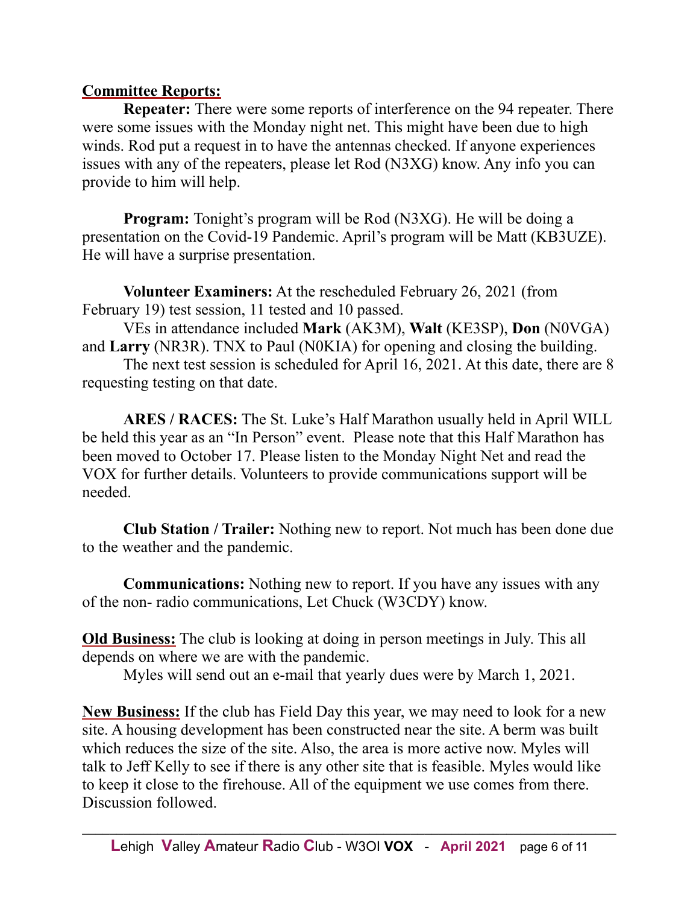**Committee Reports:**

**Repeater:** There were some reports of interference on the 94 repeater. There were some issues with the Monday night net. This might have been due to high winds. Rod put a request in to have the antennas checked. If anyone experiences issues with any of the repeaters, please let Rod (N3XG) know. Any info you can provide to him will help.

**Program:** Tonight's program will be Rod (N3XG). He will be doing a presentation on the Covid-19 Pandemic. April's program will be Matt (KB3UZE). He will have a surprise presentation.

**Volunteer Examiners:** At the rescheduled February 26, 2021 (from February 19) test session, 11 tested and 10 passed.

VEs in attendance included **Mark** (AK3M), **Walt** (KE3SP), **Don** (N0VGA) and **Larry** (NR3R). TNX to Paul (N0KIA) for opening and closing the building.

The next test session is scheduled for April 16, 2021. At this date, there are 8 requesting testing on that date.

**ARES / RACES:** The St. Luke's Half Marathon usually held in April WILL be held this year as an "In Person" event. Please note that this Half Marathon has been moved to October 17. Please listen to the Monday Night Net and read the VOX for further details. Volunteers to provide communications support will be needed.

**Club Station / Trailer:** Nothing new to report. Not much has been done due to the weather and the pandemic.

**Communications:** Nothing new to report. If you have any issues with any of the non- radio communications, Let Chuck (W3CDY) know.

**Old Business:** The club is looking at doing in person meetings in July. This all depends on where we are with the pandemic.

Myles will send out an e-mail that yearly dues were by March 1, 2021.

**New Business:** If the club has Field Day this year, we may need to look for a new site. A housing development has been constructed near the site. A berm was built which reduces the size of the site. Also, the area is more active now. Myles will talk to Jeff Kelly to see if there is any other site that is feasible. Myles would like to keep it close to the firehouse. All of the equipment we use comes from there. Discussion followed.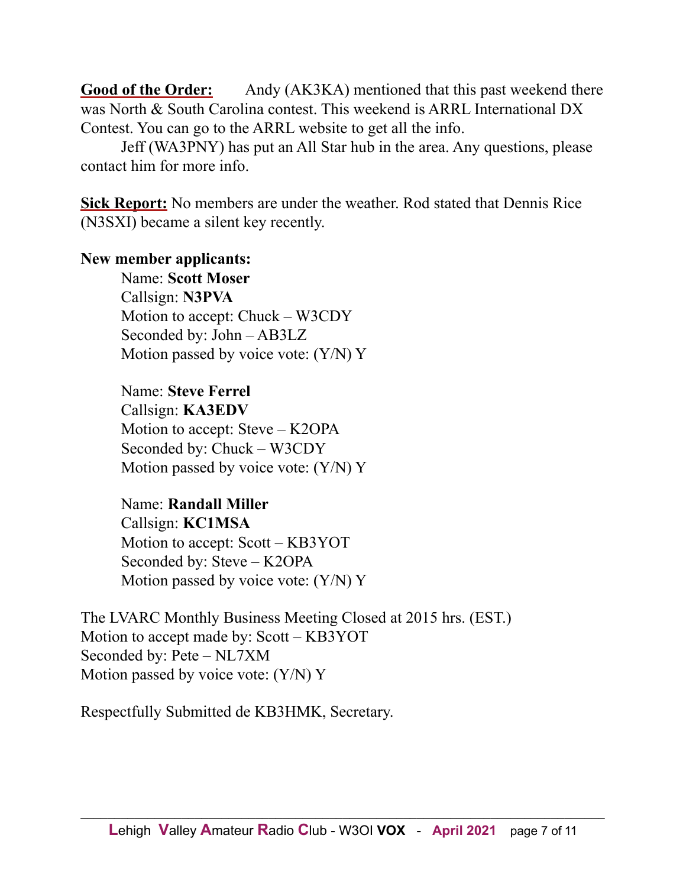**Good of the Order:** Andy (AK3KA) mentioned that this past weekend there was North & South Carolina contest. This weekend is ARRL International DX Contest. You can go to the ARRL website to get all the info.

Jeff (WA3PNY) has put an All Star hub in the area. Any questions, please contact him for more info.

**Sick Report:** No members are under the weather. Rod stated that Dennis Rice (N3SXI) became a silent key recently.

**New member applicants:**

Name: **Scott Moser**
Callsign: **N3PVA**
Motion to accept: Chuck – W3CDY
Seconded by: John – AB3LZ
Motion passed by voice vote: (Y/N) Y

Name: **Steve Ferrel**
Callsign: **KA3EDV**
Motion to accept: Steve – K2OPA
Seconded by: Chuck – W3CDY
Motion passed by voice vote: (Y/N) Y

Name: **Randall Miller**
Callsign: **KC1MSA**
Motion to accept: Scott – KB3YOT
Seconded by: Steve – K2OPA
Motion passed by voice vote: (Y/N) Y

The LVARC Monthly Business Meeting Closed at 2015 hrs. (EST.)
Motion to accept made by: Scott – KB3YOT
Seconded by: Pete – NL7XM
Motion passed by voice vote: (Y/N) Y

Respectfully Submitted de KB3HMK, Secretary.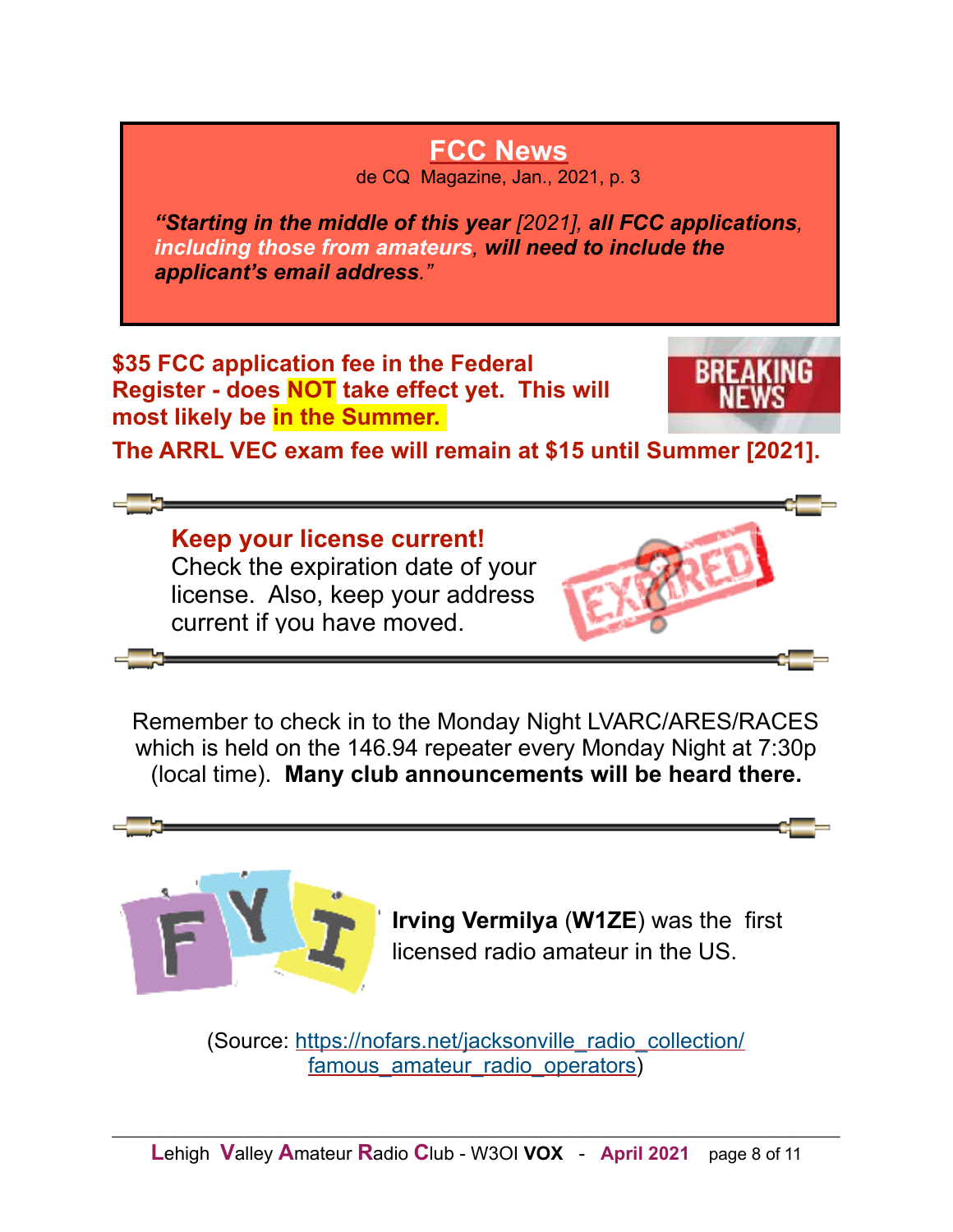## FCC News

de CQ Magazine, Jan., 2021, p. 3

***"Starting in the middle of this year** [2021], **all FCC applications**, **including those from amateurs**, **will need to include the applicant's email address**."*

**$35 FCC application fee in the Federal Register - does NOT take effect yet. This will most likely be in the Summer.**

**The ARRL VEC exam fee will remain at $15 until Summer [2021].**

**Keep your license current!**
Check the expiration date of your license. Also, keep your address current if you have moved.

Remember to check in to the Monday Night LVARC/ARES/RACES which is held on the 146.94 repeater every Monday Night at 7:30p (local time). **Many club announcements will be heard there.**

**Irving Vermilya** (**W1ZE**) was the first licensed radio amateur in the US.

(Source: https://nofars.net/jacksonville_radio_collection/famous_amateur_radio_operators)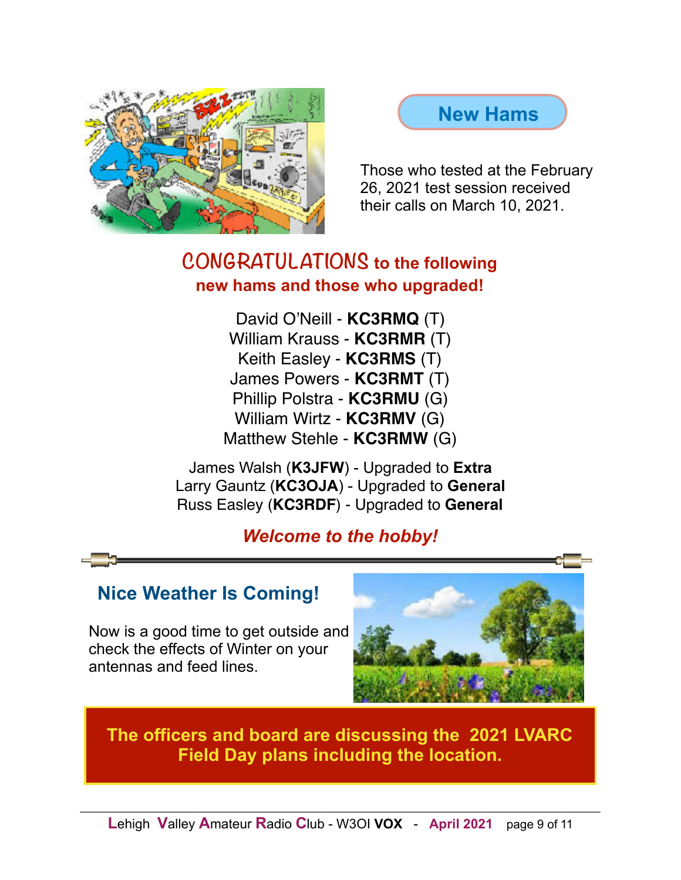## New Hams

Those who tested at the February 26, 2021 test session received their calls on March 10, 2021.

### CONGRATULATIONS to the following new hams and those who upgraded!

David O'Neill - **KC3RMQ** (T)
William Krauss - **KC3RMR** (T)
Keith Easley - **KC3RMS** (T)
James Powers - **KC3RMT** (T)
Phillip Polstra - **KC3RMU** (G)
William Wirtz - **KC3RMV** (G)
Matthew Stehle - **KC3RMW** (G)

James Walsh (**K3JFW**) - Upgraded to **Extra**
Larry Gauntz (**KC3OJA**) - Upgraded to **General**
Russ Easley (**KC3RDF**) - Upgraded to **General**

***Welcome to the hobby!***

## Nice Weather Is Coming!

Now is a good time to get outside and check the effects of Winter on your antennas and feed lines.

**The officers and board are discussing the 2021 LVARC Field Day plans including the location.**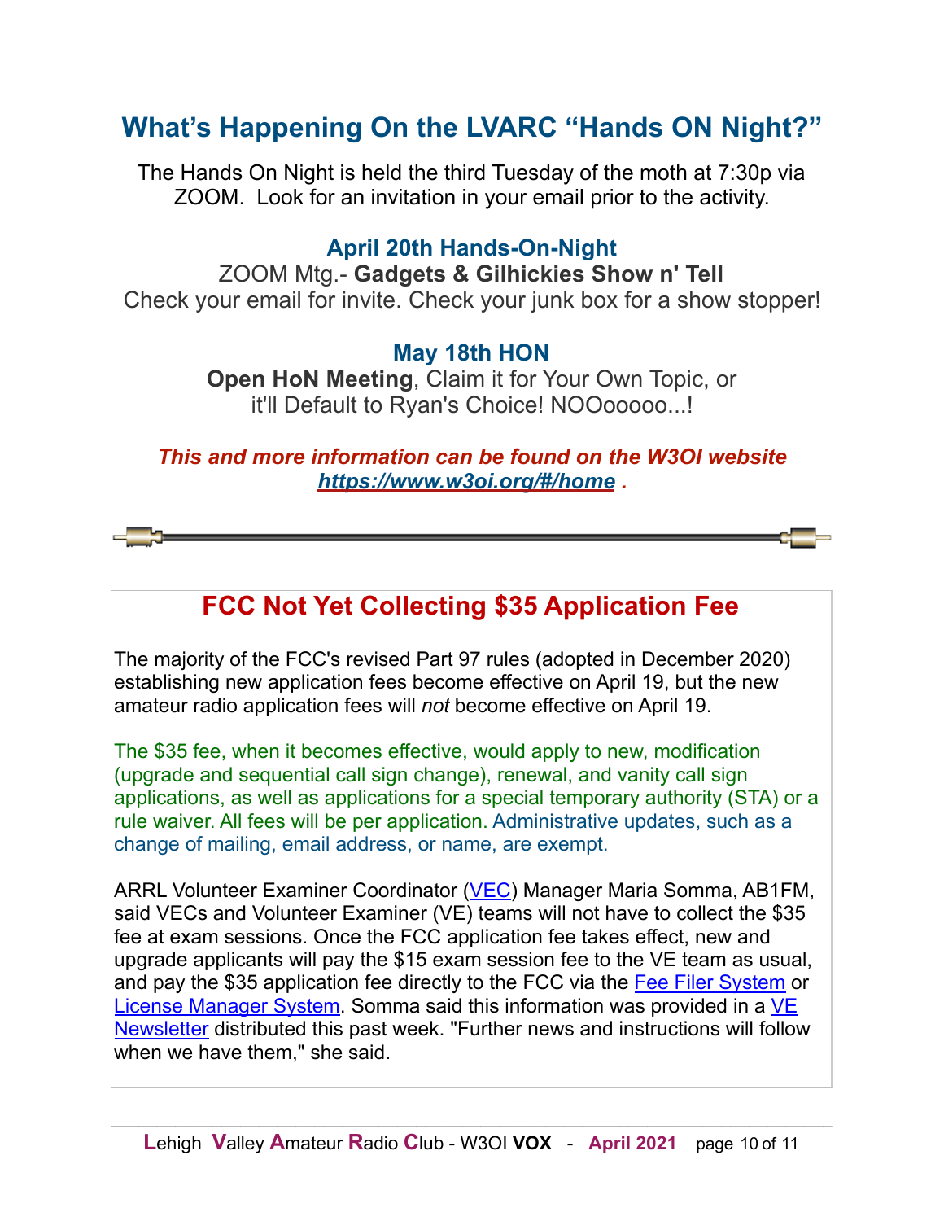## What's Happening On the LVARC "Hands ON Night?"

The Hands On Night is held the third Tuesday of the moth at 7:30p via ZOOM. Look for an invitation in your email prior to the activity.

### April 20th Hands-On-Night

ZOOM Mtg.- **Gadgets & Gilhickies Show n' Tell**
Check your email for invite. Check your junk box for a show stopper!

### May 18th HON

**Open HoN Meeting**, Claim it for Your Own Topic, or it'll Default to Ryan's Choice! NOOooooo...!

***This and more information can be found on the W3OI website [https://www.w3oi.org/#/home](https://www.w3oi.org/#/home) .***

---

## FCC Not Yet Collecting $35 Application Fee

The majority of the FCC's revised Part 97 rules (adopted in December 2020) establishing new application fees become effective on April 19, but the new amateur radio application fees will *not* become effective on April 19.

The $35 fee, when it becomes effective, would apply to new, modification (upgrade and sequential call sign change), renewal, and vanity call sign applications, as well as applications for a special temporary authority (STA) or a rule waiver. All fees will be per application. Administrative updates, such as a change of mailing, email address, or name, are exempt.

ARRL Volunteer Examiner Coordinator (VEC) Manager Maria Somma, AB1FM, said VECs and Volunteer Examiner (VE) teams will not have to collect the $35 fee at exam sessions. Once the FCC application fee takes effect, new and upgrade applicants will pay the $15 exam session fee to the VE team as usual, and pay the $35 application fee directly to the FCC via the Fee Filer System or License Manager System. Somma said this information was provided in a VE Newsletter distributed this past week. "Further news and instructions will follow when we have them," she said.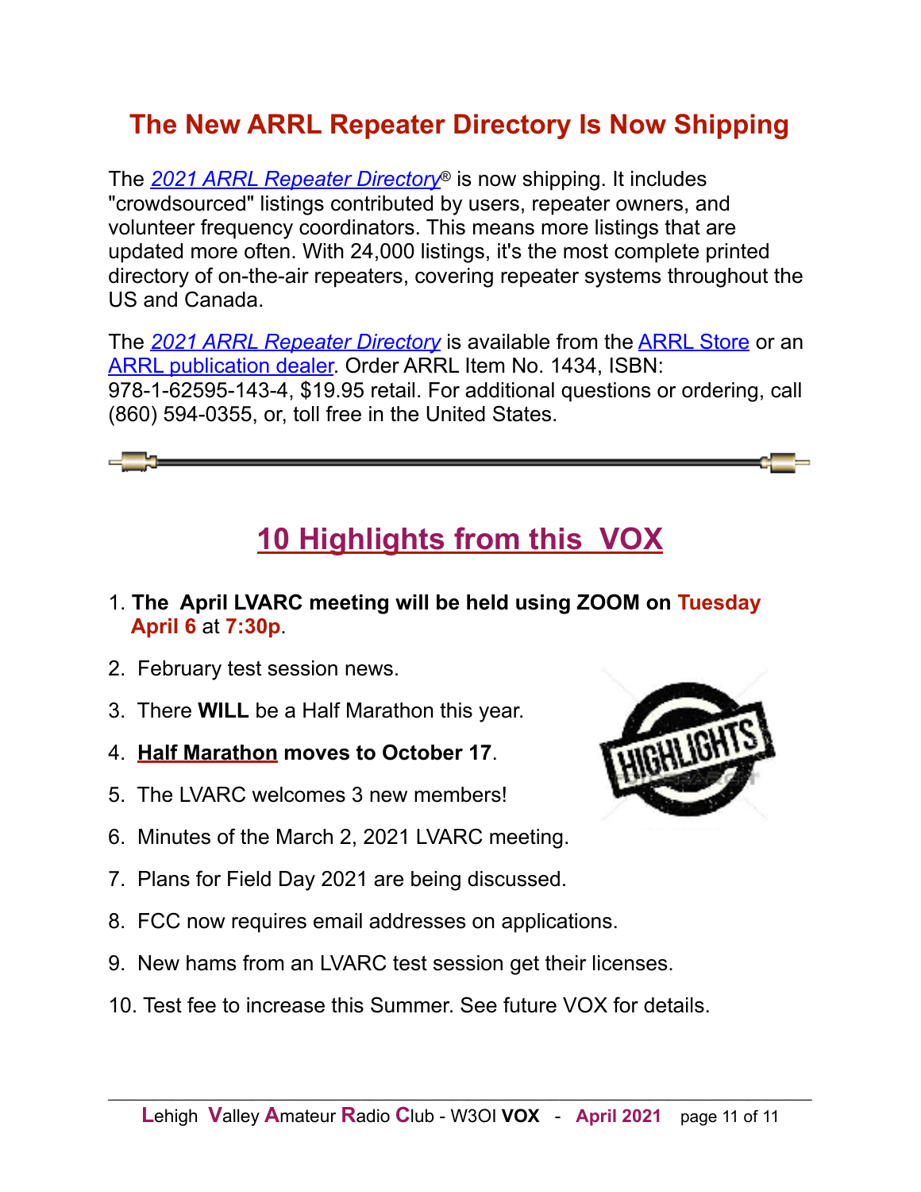## The New ARRL Repeater Directory Is Now Shipping

The *2021 ARRL Repeater Directory*® is now shipping. It includes "crowdsourced" listings contributed by users, repeater owners, and volunteer frequency coordinators. This means more listings that are updated more often. With 24,000 listings, it's the most complete printed directory of on-the-air repeaters, covering repeater systems throughout the US and Canada.

The *2021 ARRL Repeater Directory* is available from the ARRL Store or an ARRL publication dealer. Order ARRL Item No. 1434, ISBN: 978-1-62595-143-4, $19.95 retail. For additional questions or ordering, call (860) 594-0355, or, toll free in the United States.

## 10 Highlights from this VOX

1. **The April LVARC meeting will be held using ZOOM on Tuesday April 6** at **7:30p**.
2. February test session news.
3. There **WILL** be a Half Marathon this year.
4. **Half Marathon moves to October 17**.
5. The LVARC welcomes 3 new members!
6. Minutes of the March 2, 2021 LVARC meeting.
7. Plans for Field Day 2021 are being discussed.
8. FCC now requires email addresses on applications.
9. New hams from an LVARC test session get their licenses.
10. Test fee to increase this Summer. See future VOX for details.